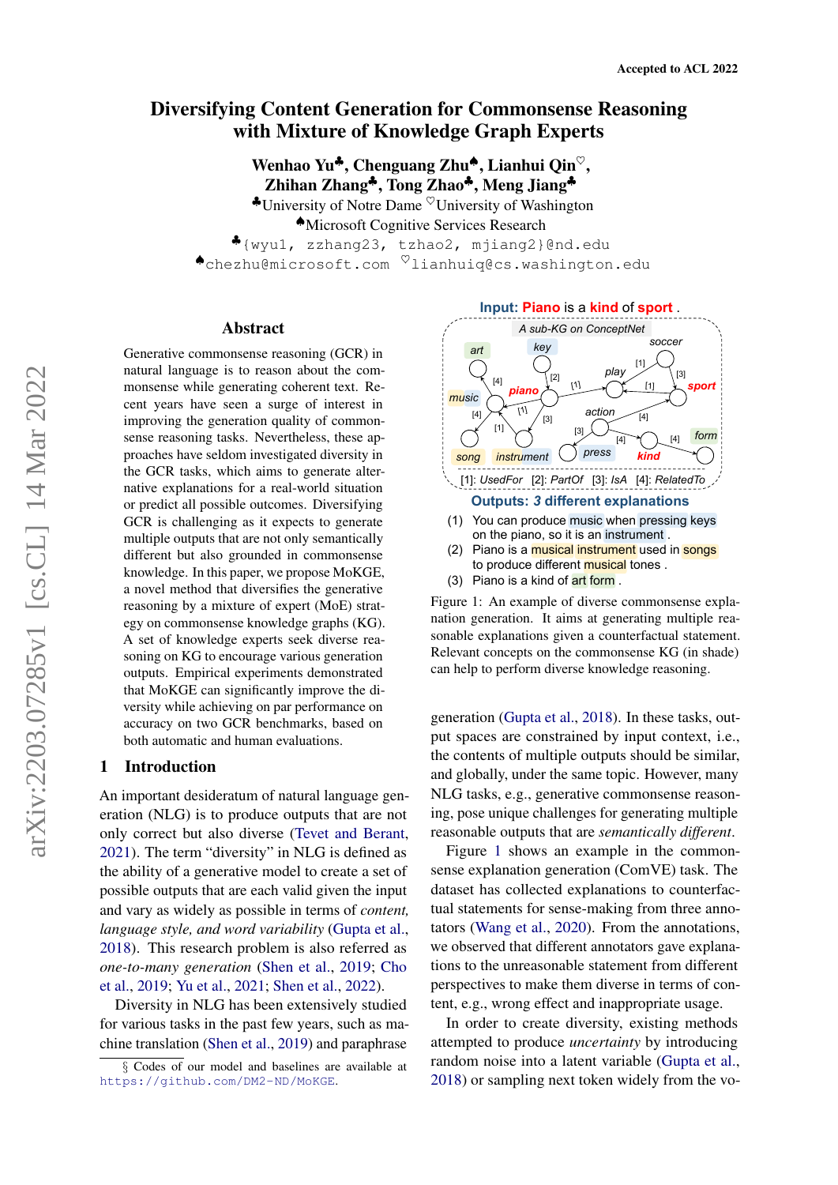Accepted to ACL 2022

# Diversifying Content Generation for Commonsense Reasoning with Mixture of Knowledge Graph Experts

**Wenhao Yu**[♣], **Chenguang Zhu**[♠], **Lianhui Qin**[♡], **Zhihan Zhang**[♣], **Tong Zhao**[♣], **Meng Jiang**[♣]

[♣]University of Notre Dame [♡]University of Washington

[♠]Microsoft Cognitive Services Research

[♣]{wyu1, zzhang23, tzhao2, mjiang2}@nd.edu

[♠]chezhu@microsoft.com [♡]lianhuiq@cs.washington.edu

## Abstract

Generative commonsense reasoning (GCR) in natural language is to reason about the commonsense while generating coherent text. Recent years have seen a surge of interest in improving the generation quality of commonsense reasoning tasks. Nevertheless, these approaches have seldom investigated diversity in the GCR tasks, which aims to generate alternative explanations for a real-world situation or predict all possible outcomes. Diversifying GCR is challenging as it expects to generate multiple outputs that are not only semantically different but also grounded in commonsense knowledge. In this paper, we propose MoKGE, a novel method that diversifies the generative reasoning by a mixture of expert (MoE) strategy on commonsense knowledge graphs (KG). A set of knowledge experts seek diverse reasoning on KG to encourage various generation outputs. Empirical experiments demonstrated that MoKGE can significantly improve the diversity while achieving on par performance on accuracy on two GCR benchmarks, based on both automatic and human evaluations.

## 1 Introduction

An important desideratum of natural language generation (NLG) is to produce outputs that are not only correct but also diverse (Tevet and Berant, 2021). The term "diversity" in NLG is defined as the ability of a generative model to create a set of possible outputs that are each valid given the input and vary as widely as possible in terms of *content, language style, and word variability* (Gupta et al., 2018). This research problem is also referred as *one-to-many generation* (Shen et al., 2019; Cho et al., 2019; Yu et al., 2021; Shen et al., 2022).

Diversity in NLG has been extensively studied for various tasks in the past few years, such as machine translation (Shen et al., 2019) and paraphrase generation (Gupta et al., 2018). In these tasks, output spaces are constrained by input context, i.e., the contents of multiple outputs should be similar, and globally, under the same topic. However, many NLG tasks, e.g., generative commonsense reasoning, pose unique challenges for generating multiple reasonable outputs that are *semantically different*.

Figure 1 shows an example in the commonsense explanation generation (ComVE) task. The dataset has collected explanations to counterfactual statements for sense-making from three annotators (Wang et al., 2020). From the annotations, we observed that different annotators gave explanations to the unreasonable statement from different perspectives to make them diverse in terms of content, e.g., wrong effect and inappropriate usage.

In order to create diversity, existing methods attempted to produce *uncertainty* by introducing random noise into a latent variable (Gupta et al., 2018) or sampling next token widely from the vo-

**Input: Piano is a kind of sport.**

A sub-KG on ConceptNet

[1]: UsedFor [2]: PartOf [3]: IsA [4]: RelatedTo

**Outputs: 3 different explanations**

(1) You can produce music when pressing keys on the piano, so it is an instrument.
(2) Piano is a musical instrument used in songs to produce different musical tones.
(3) Piano is a kind of art form.

Figure 1: An example of diverse commonsense explanation generation. It aims at generating multiple reasonable explanations given a counterfactual statement. Relevant concepts on the commonsense KG (in shade) can help to perform diverse knowledge reasoning.

§ Codes of our model and baselines are available at https://github.com/DM2-ND/MoKGE.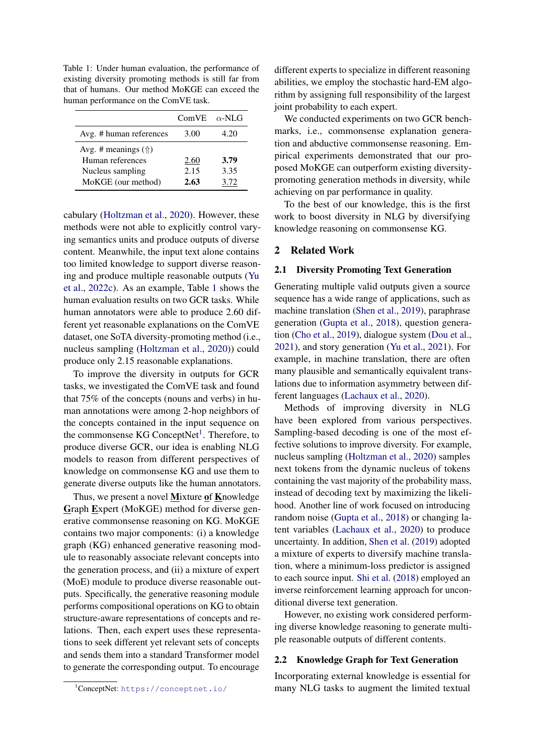Table 1: Under human evaluation, the performance of existing diversity promoting methods is still far from that of humans. Our method MoKGE can exceed the human performance on the ComVE task.

| | ComVE | $\alpha$-NLG |
|---|---|---|
| Avg. # human references | 3.00 | 4.20 |
| Avg. # meanings (⇑) | | |
| Human references | <u>2.60</u> | **3.79** |
| Nucleus sampling | 2.15 | 3.35 |
| MoKGE (our method) | **2.63** | <u>3.72</u> |

cabulary (Holtzman et al., 2020). However, these methods were not able to explicitly control varying semantics units and produce outputs of diverse content. Meanwhile, the input text alone contains too limited knowledge to support diverse reasoning and produce multiple reasonable outputs (Yu et al., 2022c). As an example, Table 1 shows the human evaluation results on two GCR tasks. While human annotators were able to produce 2.60 different yet reasonable explanations on the ComVE dataset, one SoTA diversity-promoting method (i.e., nucleus sampling (Holtzman et al., 2020)) could produce only 2.15 reasonable explanations.

To improve the diversity in outputs for GCR tasks, we investigated the ComVE task and found that 75% of the concepts (nouns and verbs) in human annotations were among 2-hop neighbors of the concepts contained in the input sequence on the commonsense KG ConceptNet[1]. Therefore, to produce diverse GCR, our idea is enabling NLG models to reason from different perspectives of knowledge on commonsense KG and use them to generate diverse outputs like the human annotators.

Thus, we present a novel **M**ixture **o**f **K**nowledge **G**raph **E**xpert (MoKGE) method for diverse generative commonsense reasoning on KG. MoKGE contains two major components: (i) a knowledge graph (KG) enhanced generative reasoning module to reasonably associate relevant concepts into the generation process, and (ii) a mixture of expert (MoE) module to produce diverse reasonable outputs. Specifically, the generative reasoning module performs compositional operations on KG to obtain structure-aware representations of concepts and relations. Then, each expert uses these representations to seek different yet relevant sets of concepts and sends them into a standard Transformer model to generate the corresponding output. To encourage different experts to specialize in different reasoning abilities, we employ the stochastic hard-EM algorithm by assigning full responsibility of the largest joint probability to each expert.

We conducted experiments on two GCR benchmarks, i.e., commonsense explanation generation and abductive commonsense reasoning. Empirical experiments demonstrated that our proposed MoKGE can outperform existing diversity-promoting generation methods in diversity, while achieving on par performance in quality.

To the best of our knowledge, this is the first work to boost diversity in NLG by diversifying knowledge reasoning on commonsense KG.

[1]ConceptNet: https://conceptnet.io/

## 2 Related Work

### 2.1 Diversity Promoting Text Generation

Generating multiple valid outputs given a source sequence has a wide range of applications, such as machine translation (Shen et al., 2019), paraphrase generation (Gupta et al., 2018), question generation (Cho et al., 2019), dialogue system (Dou et al., 2021), and story generation (Yu et al., 2021). For example, in machine translation, there are often many plausible and semantically equivalent translations due to information asymmetry between different languages (Lachaux et al., 2020).

Methods of improving diversity in NLG have been explored from various perspectives. Sampling-based decoding is one of the most effective solutions to improve diversity. For example, nucleus sampling (Holtzman et al., 2020) samples next tokens from the dynamic nucleus of tokens containing the vast majority of the probability mass, instead of decoding text by maximizing the likelihood. Another line of work focused on introducing random noise (Gupta et al., 2018) or changing latent variables (Lachaux et al., 2020) to produce uncertainty. In addition, Shen et al. (2019) adopted a mixture of experts to diversify machine translation, where a minimum-loss predictor is assigned to each source input. Shi et al. (2018) employed an inverse reinforcement learning approach for unconditional diverse text generation.

However, no existing work considered performing diverse knowledge reasoning to generate multiple reasonable outputs of different contents.

### 2.2 Knowledge Graph for Text Generation

Incorporating external knowledge is essential for many NLG tasks to augment the limited textual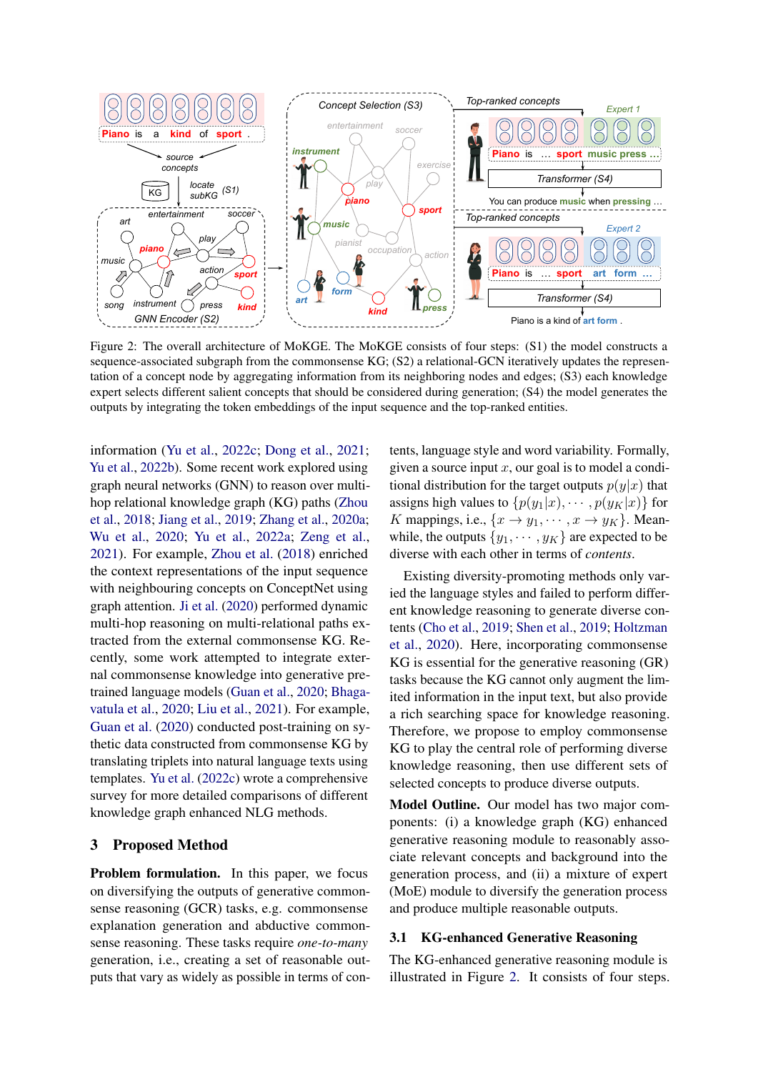Figure 2: The overall architecture of MoKGE. The MoKGE consists of four steps: (S1) the model constructs a sequence-associated subgraph from the commonsense KG; (S2) a relational-GCN iteratively updates the representation of a concept node by aggregating information from its neighboring nodes and edges; (S3) each knowledge expert selects different salient concepts that should be considered during generation; (S4) the model generates the outputs by integrating the token embeddings of the input sequence and the top-ranked entities.

information (Yu et al., 2022c; Dong et al., 2021; Yu et al., 2022b). Some recent work explored using graph neural networks (GNN) to reason over multi-hop relational knowledge graph (KG) paths (Zhou et al., 2018; Jiang et al., 2019; Zhang et al., 2020a; Wu et al., 2020; Yu et al., 2022a; Zeng et al., 2021). For example, Zhou et al. (2018) enriched the context representations of the input sequence with neighbouring concepts on ConceptNet using graph attention. Ji et al. (2020) performed dynamic multi-hop reasoning on multi-relational paths extracted from the external commonsense KG. Recently, some work attempted to integrate external commonsense knowledge into generative pretrained language models (Guan et al., 2020; Bhagavatula et al., 2020; Liu et al., 2021). For example, Guan et al. (2020) conducted post-training on sythetic data constructed from commonsense KG by translating triplets into natural language texts using templates. Yu et al. (2022c) wrote a comprehensive survey for more detailed comparisons of different knowledge graph enhanced NLG methods.

## 3 Proposed Method

**Problem formulation.** In this paper, we focus on diversifying the outputs of generative commonsense reasoning (GCR) tasks, e.g. commonsense explanation generation and abductive commonsense reasoning. These tasks require *one-to-many* generation, i.e., creating a set of reasonable outputs that vary as widely as possible in terms of contents, language style and word variability. Formally, given a source input $x$, our goal is to model a conditional distribution for the target outputs $p(y|x)$ that assigns high values to $\{p(y_1|x), \cdots, p(y_K|x)\}$ for $K$ mappings, i.e., $\{x \rightarrow y_1, \cdots, x \rightarrow y_K\}$. Meanwhile, the outputs $\{y_1, \cdots, y_K\}$ are expected to be diverse with each other in terms of *contents*.

Existing diversity-promoting methods only varied the language styles and failed to perform different knowledge reasoning to generate diverse contents (Cho et al., 2019; Shen et al., 2019; Holtzman et al., 2020). Here, incorporating commonsense KG is essential for the generative reasoning (GR) tasks because the KG cannot only augment the limited information in the input text, but also provide a rich searching space for knowledge reasoning. Therefore, we propose to employ commonsense KG to play the central role of performing diverse knowledge reasoning, then use different sets of selected concepts to produce diverse outputs.

**Model Outline.** Our model has two major components: (i) a knowledge graph (KG) enhanced generative reasoning module to reasonably associate relevant concepts and background into the generation process, and (ii) a mixture of expert (MoE) module to diversify the generation process and produce multiple reasonable outputs.

### 3.1 KG-enhanced Generative Reasoning

The KG-enhanced generative reasoning module is illustrated in Figure 2. It consists of four steps.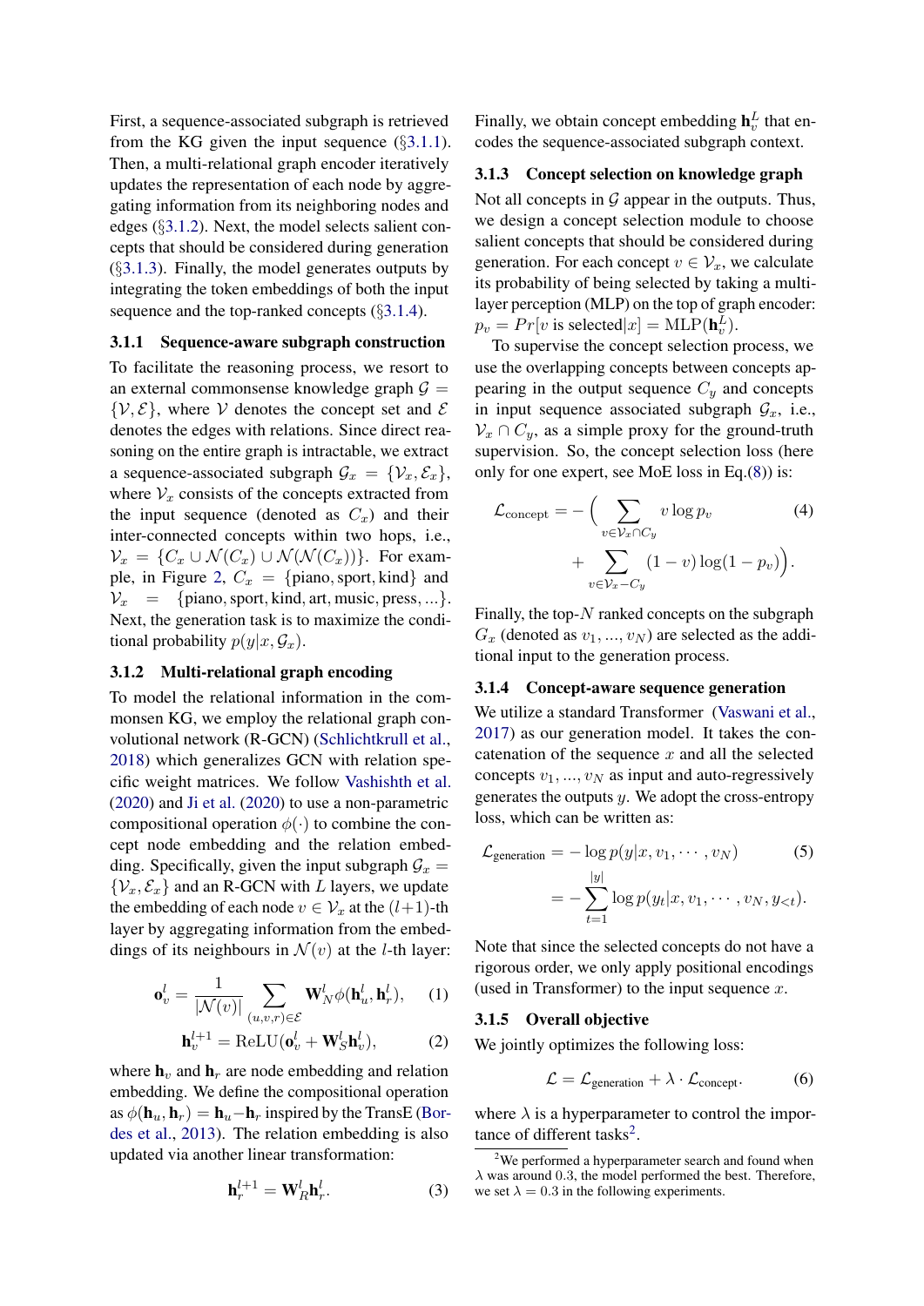First, a sequence-associated subgraph is retrieved from the KG given the input sequence (§3.1.1). Then, a multi-relational graph encoder iteratively updates the representation of each node by aggregating information from its neighboring nodes and edges (§3.1.2). Next, the model selects salient concepts that should be considered during generation (§3.1.3). Finally, the model generates outputs by integrating the token embeddings of both the input sequence and the top-ranked concepts (§3.1.4).

### 3.1.1 Sequence-aware subgraph construction

To facilitate the reasoning process, we resort to an external commonsense knowledge graph $\mathcal{G} = \{\mathcal{V}, \mathcal{E}\}$, where $\mathcal{V}$ denotes the concept set and $\mathcal{E}$ denotes the edges with relations. Since direct reasoning on the entire graph is intractable, we extract a sequence-associated subgraph $\mathcal{G}_x = \{\mathcal{V}_x, \mathcal{E}_x\}$, where $\mathcal{V}_x$ consists of the concepts extracted from the input sequence (denoted as $C_x$) and their inter-connected concepts within two hops, i.e., $\mathcal{V}_x = \{C_x \cup \mathcal{N}(C_x) \cup \mathcal{N}(\mathcal{N}(C_x))\}$. For example, in Figure 2, $C_x = \{\text{piano}, \text{sport}, \text{kind}\}$ and $\mathcal{V}_x = \{\text{piano}, \text{sport}, \text{kind}, \text{art}, \text{music}, \text{press}, ...\}$. Next, the generation task is to maximize the conditional probability $p(y|x, \mathcal{G}_x)$.

### 3.1.2 Multi-relational graph encoding

To model the relational information in the commonsen KG, we employ the relational graph convolutional network (R-GCN) (Schlichtkrull et al., 2018) which generalizes GCN with relation specific weight matrices. We follow Vashishth et al. (2020) and Ji et al. (2020) to use a non-parametric compositional operation $\phi(\cdot)$ to combine the concept node embedding and the relation embedding. Specifically, given the input subgraph $\mathcal{G}_x = \{\mathcal{V}_x, \mathcal{E}_x\}$ and an R-GCN with $L$ layers, we update the embedding of each node $v \in \mathcal{V}_x$ at the $(l+1)$-th layer by aggregating information from the embeddings of its neighbours in $\mathcal{N}(v)$ at the $l$-th layer:

$$\mathbf{o}_v^l = \frac{1}{|\mathcal{N}(v)|} \sum_{(u,v,r) \in \mathcal{E}} \mathbf{W}_N^l \phi(\mathbf{h}_u^l, \mathbf{h}_r^l), \quad (1)$$

$$\mathbf{h}_v^{l+1} = \text{ReLU}(\mathbf{o}_v^l + \mathbf{W}_S^l \mathbf{h}_v^l), \quad (2)$$

where $\mathbf{h}_v$ and $\mathbf{h}_r$ are node embedding and relation embedding. We define the compositional operation as $\phi(\mathbf{h}_u, \mathbf{h}_r) = \mathbf{h}_u - \mathbf{h}_r$ inspired by the TransE (Bordes et al., 2013). The relation embedding is also updated via another linear transformation:

$$\mathbf{h}_r^{l+1} = \mathbf{W}_R^l \mathbf{h}_r^l. \quad (3)$$

Finally, we obtain concept embedding $\mathbf{h}_v^L$ that encodes the sequence-associated subgraph context.

### 3.1.3 Concept selection on knowledge graph

Not all concepts in $\mathcal{G}$ appear in the outputs. Thus, we design a concept selection module to choose salient concepts that should be considered during generation. For each concept $v \in \mathcal{V}_x$, we calculate its probability of being selected by taking a multilayer perception (MLP) on the top of graph encoder: $p_v = Pr[v \text{ is selected}|x] = \text{MLP}(\mathbf{h}_v^L)$.

To supervise the concept selection process, we use the overlapping concepts between concepts appearing in the output sequence $C_y$ and concepts in input sequence associated subgraph $\mathcal{G}_x$, i.e., $\mathcal{V}_x \cap C_y$, as a simple proxy for the ground-truth supervision. So, the concept selection loss (here only for one expert, see MoE loss in Eq.(8)) is:

$$\mathcal{L}_{\text{concept}} = -\Big( \sum_{v \in \mathcal{V}_x \cap C_y} v \log p_v \quad (4)$$

$$+ \sum_{v \in \mathcal{V}_x - C_y} (1 - v) \log(1 - p_v) \Big).$$

Finally, the top-$N$ ranked concepts on the subgraph $G_x$ (denoted as $v_1, ..., v_N$) are selected as the additional input to the generation process.

### 3.1.4 Concept-aware sequence generation

We utilize a standard Transformer (Vaswani et al., 2017) as our generation model. It takes the concatenation of the sequence $x$ and all the selected concepts $v_1, ..., v_N$ as input and auto-regressively generates the outputs $y$. We adopt the cross-entropy loss, which can be written as:

$$\mathcal{L}_{\text{generation}} = -\log p(y|x, v_1, \cdots, v_N) \quad (5)$$

$$= -\sum_{t=1}^{|y|} \log p(y_t|x, v_1, \cdots, v_N, y_{<t}).$$

Note that since the selected concepts do not have a rigorous order, we only apply positional encodings (used in Transformer) to the input sequence $x$.

### 3.1.5 Overall objective

We jointly optimizes the following loss:

$$\mathcal{L} = \mathcal{L}_{\text{generation}} + \lambda \cdot \mathcal{L}_{\text{concept}}. \quad (6)$$

where $\lambda$ is a hyperparameter to control the importance of different tasks[2].

[2]We performed a hyperparameter search and found when $\lambda$ was around 0.3, the model performed the best. Therefore, we set $\lambda = 0.3$ in the following experiments.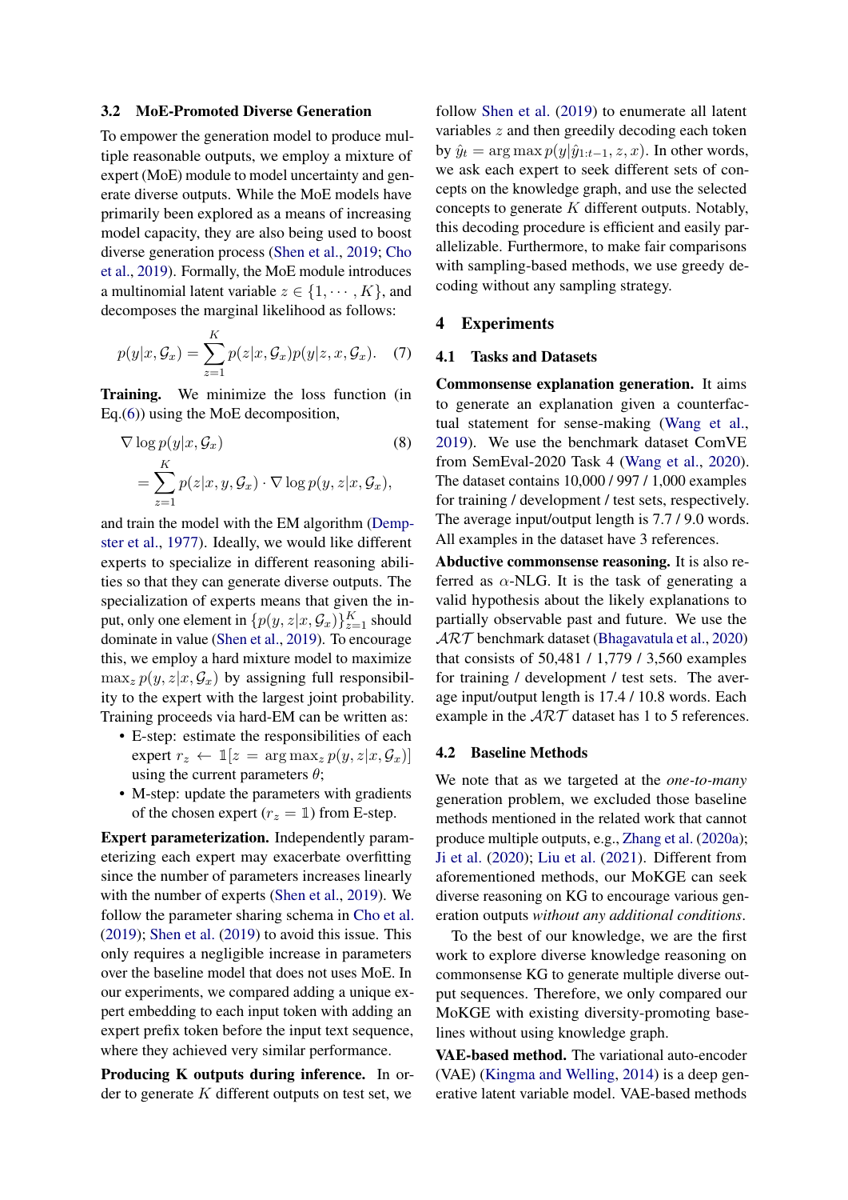### 3.2 MoE-Promoted Diverse Generation

To empower the generation model to produce multiple reasonable outputs, we employ a mixture of expert (MoE) module to model uncertainty and generate diverse outputs. While the MoE models have primarily been explored as a means of increasing model capacity, they are also being used to boost diverse generation process (Shen et al., 2019; Cho et al., 2019). Formally, the MoE module introduces a multinomial latent variable $z \in \{1, \cdots, K\}$, and decomposes the marginal likelihood as follows:

$$p(y|x, \mathcal{G}_x) = \sum_{z=1}^{K} p(z|x, \mathcal{G}_x) p(y|z, x, \mathcal{G}_x). \quad (7)$$

**Training.** We minimize the loss function (in Eq.(6)) using the MoE decomposition,

$$\begin{aligned} &\nabla \log p(y|x, \mathcal{G}_x) \quad (8) \\ &= \sum_{z=1}^{K} p(z|x, y, \mathcal{G}_x) \cdot \nabla \log p(y, z|x, \mathcal{G}_x), \end{aligned}$$

and train the model with the EM algorithm (Dempster et al., 1977). Ideally, we would like different experts to specialize in different reasoning abilities so that they can generate diverse outputs. The specialization of experts means that given the input, only one element in $\{p(y, z|x, \mathcal{G}_x)\}_{z=1}^{K}$ should dominate in value (Shen et al., 2019). To encourage this, we employ a hard mixture model to maximize $\max_z p(y, z|x, \mathcal{G}_x)$ by assigning full responsibility to the expert with the largest joint probability. Training proceeds via hard-EM can be written as:

- E-step: estimate the responsibilities of each expert $r_z \leftarrow \mathbb{1}[z = \arg\max_z p(y, z|x, \mathcal{G}_x)]$ using the current parameters $\theta$;
- M-step: update the parameters with gradients of the chosen expert ($r_z = \mathbb{1}$) from E-step.

**Expert parameterization.** Independently parameterizing each expert may exacerbate overfitting since the number of parameters increases linearly with the number of experts (Shen et al., 2019). We follow the parameter sharing schema in Cho et al. (2019); Shen et al. (2019) to avoid this issue. This only requires a negligible increase in parameters over the baseline model that does not uses MoE. In our experiments, we compared adding a unique expert embedding to each input token with adding an expert prefix token before the input text sequence, where they achieved very similar performance.

**Producing K outputs during inference.** In order to generate $K$ different outputs on test set, we follow Shen et al. (2019) to enumerate all latent variables $z$ and then greedily decoding each token by $\hat{y}_t = \arg\max p(y|\hat{y}_{1:t-1}, z, x)$. In other words, we ask each expert to seek different sets of concepts on the knowledge graph, and use the selected concepts to generate $K$ different outputs. Notably, this decoding procedure is efficient and easily parallelizable. Furthermore, to make fair comparisons with sampling-based methods, we use greedy decoding without any sampling strategy.

## 4 Experiments

### 4.1 Tasks and Datasets

**Commonsense explanation generation.** It aims to generate an explanation given a counterfactual statement for sense-making (Wang et al., 2019). We use the benchmark dataset ComVE from SemEval-2020 Task 4 (Wang et al., 2020). The dataset contains 10,000 / 997 / 1,000 examples for training / development / test sets, respectively. The average input/output length is 7.7 / 9.0 words. All examples in the dataset have 3 references.

**Abductive commonsense reasoning.** It is also referred as $\alpha$-NLG. It is the task of generating a valid hypothesis about the likely explanations to partially observable past and future. We use the $\mathcal{ART}$ benchmark dataset (Bhagavatula et al., 2020) that consists of 50,481 / 1,779 / 3,560 examples for training / development / test sets. The average input/output length is 17.4 / 10.8 words. Each example in the $\mathcal{ART}$ dataset has 1 to 5 references.

### 4.2 Baseline Methods

We note that as we targeted at the *one-to-many* generation problem, we excluded those baseline methods mentioned in the related work that cannot produce multiple outputs, e.g., Zhang et al. (2020a); Ji et al. (2020); Liu et al. (2021). Different from aforementioned methods, our MoKGE can seek diverse reasoning on KG to encourage various generation outputs *without any additional conditions*.

To the best of our knowledge, we are the first work to explore diverse knowledge reasoning on commonsense KG to generate multiple diverse output sequences. Therefore, we only compared our MoKGE with existing diversity-promoting baselines without using knowledge graph.

**VAE-based method.** The variational auto-encoder (VAE) (Kingma and Welling, 2014) is a deep generative latent variable model. VAE-based methods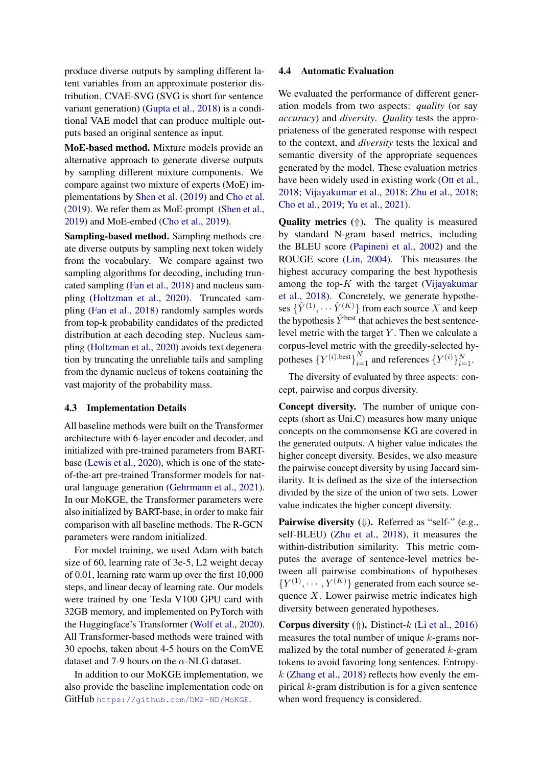produce diverse outputs by sampling different latent variables from an approximate posterior distribution. CVAE-SVG (SVG is short for sentence variant generation) (Gupta et al., 2018) is a conditional VAE model that can produce multiple outputs based an original sentence as input.

**MoE-based method.** Mixture models provide an alternative approach to generate diverse outputs by sampling different mixture components. We compare against two mixture of experts (MoE) implementations by Shen et al. (2019) and Cho et al. (2019). We refer them as MoE-prompt (Shen et al., 2019) and MoE-embed (Cho et al., 2019).

**Sampling-based method.** Sampling methods create diverse outputs by sampling next token widely from the vocabulary. We compare against two sampling algorithms for decoding, including truncated sampling (Fan et al., 2018) and nucleus sampling (Holtzman et al., 2020). Truncated sampling (Fan et al., 2018) randomly samples words from top-k probability candidates of the predicted distribution at each decoding step. Nucleus sampling (Holtzman et al., 2020) avoids text degeneration by truncating the unreliable tails and sampling from the dynamic nucleus of tokens containing the vast majority of the probability mass.

### 4.3 Implementation Details

All baseline methods were built on the Transformer architecture with 6-layer encoder and decoder, and initialized with pre-trained parameters from BART-base (Lewis et al., 2020), which is one of the state-of-the-art pre-trained Transformer models for natural language generation (Gehrmann et al., 2021). In our MoKGE, the Transformer parameters were also initialized by BART-base, in order to make fair comparison with all baseline methods. The R-GCN parameters were random initialized.

For model training, we used Adam with batch size of 60, learning rate of 3e-5, L2 weight decay of 0.01, learning rate warm up over the first 10,000 steps, and linear decay of learning rate. Our models were trained by one Tesla V100 GPU card with 32GB memory, and implemented on PyTorch with the Huggingface's Transformer (Wolf et al., 2020). All Transformer-based methods were trained with 30 epochs, taken about 4-5 hours on the ComVE dataset and 7-9 hours on the $\alpha$-NLG dataset.

In addition to our MoKGE implementation, we also provide the baseline implementation code on GitHub `https://github.com/DM2-ND/MoKGE`.

### 4.4 Automatic Evaluation

We evaluated the performance of different generation models from two aspects: *quality* (or say *accuracy*) and *diversity*. *Quality* tests the appropriateness of the generated response with respect to the context, and *diversity* tests the lexical and semantic diversity of the appropriate sequences generated by the model. These evaluation metrics have been widely used in existing work (Ott et al., 2018; Vijayakumar et al., 2018; Zhu et al., 2018; Cho et al., 2019; Yu et al., 2021).

**Quality metrics (⇑).** The quality is measured by standard N-gram based metrics, including the BLEU score (Papineni et al., 2002) and the ROUGE score (Lin, 2004). This measures the highest accuracy comparing the best hypothesis among the top-$K$ with the target (Vijayakumar et al., 2018). Concretely, we generate hypotheses $\{\hat{Y}^{(1)}, \cdots \hat{Y}^{(K)}\}$ from each source $X$ and keep the hypothesis $\hat{Y}^{\text{best}}$ that achieves the best sentence-level metric with the target $Y$. Then we calculate a corpus-level metric with the greedily-selected hypotheses $\{Y^{(i),\text{best}}\}_{i=1}^{N}$ and references $\{Y^{(i)}\}_{i=1}^{N}$.

The diversity of evaluated by three aspects: concept, pairwise and corpus diversity.

**Concept diversity.** The number of unique concepts (short as Uni.C) measures how many unique concepts on the commonsense KG are covered in the generated outputs. A higher value indicates the higher concept diversity. Besides, we also measure the pairwise concept diversity by using Jaccard similarity. It is defined as the size of the intersection divided by the size of the union of two sets. Lower value indicates the higher concept diversity.

**Pairwise diversity (⇓).** Referred as "self-" (e.g., self-BLEU) (Zhu et al., 2018), it measures the within-distribution similarity. This metric computes the average of sentence-level metrics between all pairwise combinations of hypotheses $\{Y^{(1)}, \cdots, Y^{(K)}\}$ generated from each source sequence $X$. Lower pairwise metric indicates high diversity between generated hypotheses.

**Corpus diversity (⇑).** Distinct-$k$ (Li et al., 2016) measures the total number of unique $k$-grams normalized by the total number of generated $k$-gram tokens to avoid favoring long sentences. Entropy-$k$ (Zhang et al., 2018) reflects how evenly the empirical $k$-gram distribution is for a given sentence when word frequency is considered.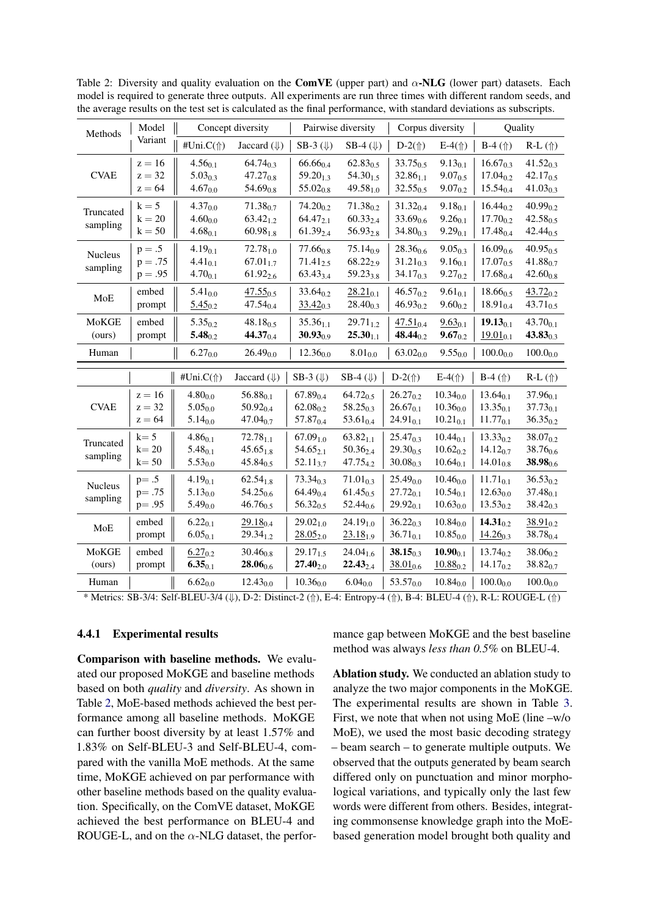Table 2: Diversity and quality evaluation on the **ComVE** (upper part) and $\alpha$-**NLG** (lower part) datasets. Each model is required to generate three outputs. All experiments are run three times with different random seeds, and the average results on the test set is calculated as the final performance, with standard deviations as subscripts.

| Methods | Model Variant | Concept diversity | | Pairwise diversity | | Corpus diversity | | Quality | |
|---|---|---|---|---|---|---|---|---|---|
| | | #Uni.C(⇑) | Jaccard (⇓) | SB-3 (⇓) | SB-4 (⇓) | D-2(⇑) | E-4(⇑) | B-4 (⇑) | R-L (⇑) |
| CVAE | z = 16 | $4.56_{0.1}$ | $64.74_{0.3}$ | $66.66_{0.4}$ | $62.83_{0.5}$ | $33.75_{0.5}$ | $9.13_{0.1}$ | $16.67_{0.3}$ | $41.52_{0.3}$ |
| | z = 32 | $5.03_{0.3}$ | $47.27_{0.8}$ | $59.20_{1.3}$ | $54.30_{1.5}$ | $32.86_{1.1}$ | $9.07_{0.5}$ | $17.04_{0.2}$ | $42.17_{0.5}$ |
| | z = 64 | $4.67_{0.0}$ | $54.69_{0.8}$ | $55.02_{0.8}$ | $49.58_{1.0}$ | $32.55_{0.5}$ | $9.07_{0.2}$ | $15.54_{0.4}$ | $41.03_{0.3}$ |
| Truncated sampling | k = 5 | $4.37_{0.0}$ | $71.38_{0.7}$ | $74.20_{0.2}$ | $71.38_{0.2}$ | $31.32_{0.4}$ | $9.18_{0.1}$ | $16.44_{0.2}$ | $40.99_{0.2}$ |
| | k = 20 | $4.60_{0.0}$ | $63.42_{1.2}$ | $64.47_{2.1}$ | $60.33_{2.4}$ | $33.69_{0.6}$ | $9.26_{0.1}$ | $17.70_{0.2}$ | $42.58_{0.5}$ |
| | k = 50 | $4.68_{0.1}$ | $60.98_{1.8}$ | $61.39_{2.4}$ | $56.93_{2.8}$ | $34.80_{0.3}$ | $9.29_{0.1}$ | $17.48_{0.4}$ | $42.44_{0.5}$ |
| Nucleus sampling | p = .5 | $4.19_{0.1}$ | $72.78_{1.0}$ | $77.66_{0.8}$ | $75.14_{0.9}$ | $28.36_{0.6}$ | $9.05_{0.3}$ | $16.09_{0.6}$ | $40.95_{0.5}$ |
| | p = .75 | $4.41_{0.1}$ | $67.01_{1.7}$ | $71.41_{2.5}$ | $68.22_{2.9}$ | $31.21_{0.3}$ | $9.16_{0.1}$ | $17.07_{0.5}$ | $41.88_{0.7}$ |
| | p = .95 | $4.70_{0.1}$ | $61.92_{2.6}$ | $63.43_{3.4}$ | $59.23_{3.8}$ | $34.17_{0.3}$ | $9.27_{0.2}$ | $17.68_{0.4}$ | $42.60_{0.8}$ |
| MoE | embed | $5.41_{0.0}$ | <u>$47.55_{0.5}$</u> | $33.64_{0.2}$ | <u>$28.21_{0.1}$</u> | $46.57_{0.2}$ | $9.61_{0.1}$ | $18.66_{0.5}$ | <u>$43.72_{0.2}$</u> |
| | prompt | <u>$5.45_{0.2}$</u> | $47.54_{0.4}$ | <u>$33.42_{0.3}$</u> | $28.40_{0.3}$ | $46.93_{0.2}$ | $9.60_{0.2}$ | $18.91_{0.4}$ | $43.71_{0.5}$ |
| MoKGE (ours) | embed | $5.35_{0.2}$ | $48.18_{0.5}$ | $35.36_{1.1}$ | $29.71_{1.2}$ | <u>$47.51_{0.4}$</u> | <u>$9.63_{0.1}$</u> | $\mathbf{19.13_{0.1}}$ | $43.70_{0.1}$ |
| | prompt | $\mathbf{5.48_{0.2}}$ | $\mathbf{44.37_{0.4}}$ | $\mathbf{30.93_{0.9}}$ | $\mathbf{25.30_{1.1}}$ | $\mathbf{48.44_{0.2}}$ | $\mathbf{9.67_{0.2}}$ | <u>$19.01_{0.1}$</u> | $\mathbf{43.83_{0.3}}$ |
| Human | | $6.27_{0.0}$ | $26.49_{0.0}$ | $12.36_{0.0}$ | $8.01_{0.0}$ | $63.02_{0.0}$ | $9.55_{0.0}$ | $100.0_{0.0}$ | $100.0_{0.0}$ |
| | | #Uni.C(⇑) | Jaccard (⇓) | SB-3 (⇓) | SB-4 (⇓) | D-2(⇑) | E-4(⇑) | B-4 (⇑) | R-L (⇑) |
| CVAE | z = 16 | $4.80_{0.0}$ | $56.88_{0.1}$ | $67.89_{0.4}$ | $64.72_{0.5}$ | $26.27_{0.2}$ | $10.34_{0.0}$ | $13.64_{0.1}$ | $37.96_{0.1}$ |
| | z = 32 | $5.05_{0.0}$ | $50.92_{0.4}$ | $62.08_{0.2}$ | $58.25_{0.3}$ | $26.67_{0.1}$ | $10.36_{0.0}$ | $13.35_{0.1}$ | $37.73_{0.1}$ |
| | z = 64 | $5.14_{0.0}$ | $47.04_{0.7}$ | $57.87_{0.4}$ | $53.61_{0.4}$ | $24.91_{0.1}$ | $10.21_{0.1}$ | $11.77_{0.1}$ | $36.35_{0.2}$ |
| Truncated sampling | k= 5 | $4.86_{0.1}$ | $72.78_{1.1}$ | $67.09_{1.0}$ | $63.82_{1.1}$ | $25.47_{0.3}$ | $10.44_{0.1}$ | $13.33_{0.2}$ | $38.07_{0.2}$ |
| | k= 20 | $5.48_{0.1}$ | $45.65_{1.8}$ | $54.65_{2.1}$ | $50.36_{2.4}$ | $29.30_{0.5}$ | $10.62_{0.2}$ | $14.12_{0.7}$ | $38.76_{0.6}$ |
| | k= 50 | $5.53_{0.0}$ | $45.84_{0.5}$ | $52.11_{3.7}$ | $47.75_{4.2}$ | $30.08_{0.3}$ | $10.64_{0.1}$ | $14.01_{0.8}$ | $\mathbf{38.98_{0.6}}$ |
| Nucleus sampling | p= .5 | $4.19_{0.1}$ | $62.54_{1.8}$ | $73.34_{0.3}$ | $71.01_{0.3}$ | $25.49_{0.0}$ | $10.46_{0.0}$ | $11.71_{0.1}$ | $36.53_{0.2}$ |
| | p= .75 | $5.13_{0.0}$ | $54.25_{0.6}$ | $64.49_{0.4}$ | $61.45_{0.5}$ | $27.72_{0.1}$ | $10.54_{0.1}$ | $12.63_{0.0}$ | $37.48_{0.1}$ |
| | p= .95 | $5.49_{0.0}$ | $46.76_{0.5}$ | $56.32_{0.5}$ | $52.44_{0.6}$ | $29.92_{0.1}$ | $10.63_{0.0}$ | $13.53_{0.2}$ | $38.42_{0.3}$ |
| MoE | embed | $6.22_{0.1}$ | <u>$29.18_{0.4}$</u> | $29.02_{1.0}$ | $24.19_{1.0}$ | $36.22_{0.3}$ | $10.84_{0.0}$ | $\mathbf{14.31_{0.2}}$ | <u>$38.91_{0.2}$</u> |
| | prompt | $6.05_{0.1}$ | $29.34_{1.2}$ | <u>$28.05_{2.0}$</u> | <u>$23.18_{1.9}$</u> | $36.71_{0.1}$ | $10.85_{0.0}$ | <u>$14.26_{0.3}$</u> | $38.78_{0.4}$ |
| MoKGE (ours) | embed | <u>$6.27_{0.2}$</u> | $30.46_{0.8}$ | $29.17_{1.5}$ | $24.04_{1.6}$ | $\mathbf{38.15_{0.3}}$ | $\mathbf{10.90_{0.1}}$ | $13.74_{0.2}$ | $38.06_{0.2}$ |
| | prompt | $\mathbf{6.35_{0.1}}$ | $\mathbf{28.06_{0.6}}$ | $\mathbf{27.40_{2.0}}$ | $\mathbf{22.43_{2.4}}$ | <u>$38.01_{0.6}$</u> | <u>$10.88_{0.2}$</u> | $14.17_{0.2}$ | $38.82_{0.7}$ |
| Human | | $6.62_{0.0}$ | $12.43_{0.0}$ | $10.36_{0.0}$ | $6.04_{0.0}$ | $53.57_{0.0}$ | $10.84_{0.0}$ | $100.0_{0.0}$ | $100.0_{0.0}$ |

\* Metrics: SB-3/4: Self-BLEU-3/4 (⇓), D-2: Distinct-2 (⇑), E-4: Entropy-4 (⇑), B-4: BLEU-4 (⇑), R-L: ROUGE-L (⇑)

#### 4.4.1 Experimental results

**Comparison with baseline methods.** We evaluated our proposed MoKGE and baseline methods based on both *quality* and *diversity*. As shown in Table 2, MoE-based methods achieved the best performance among all baseline methods. MoKGE can further boost diversity by at least 1.57% and 1.83% on Self-BLEU-3 and Self-BLEU-4, compared with the vanilla MoE methods. At the same time, MoKGE achieved on par performance with other baseline methods based on the quality evaluation. Specifically, on the ComVE dataset, MoKGE achieved the best performance on BLEU-4 and ROUGE-L, and on the $\alpha$-NLG dataset, the performance gap between MoKGE and the best baseline method was always *less than 0.5%* on BLEU-4.

**Ablation study.** We conducted an ablation study to analyze the two major components in the MoKGE. The experimental results are shown in Table 3. First, we note that when not using MoE (line –w/o MoE), we used the most basic decoding strategy – beam search – to generate multiple outputs. We observed that the outputs generated by beam search differed only on punctuation and minor morphological variations, and typically only the last few words were different from others. Besides, integrating commonsense knowledge graph into the MoE-based generation model brought both quality and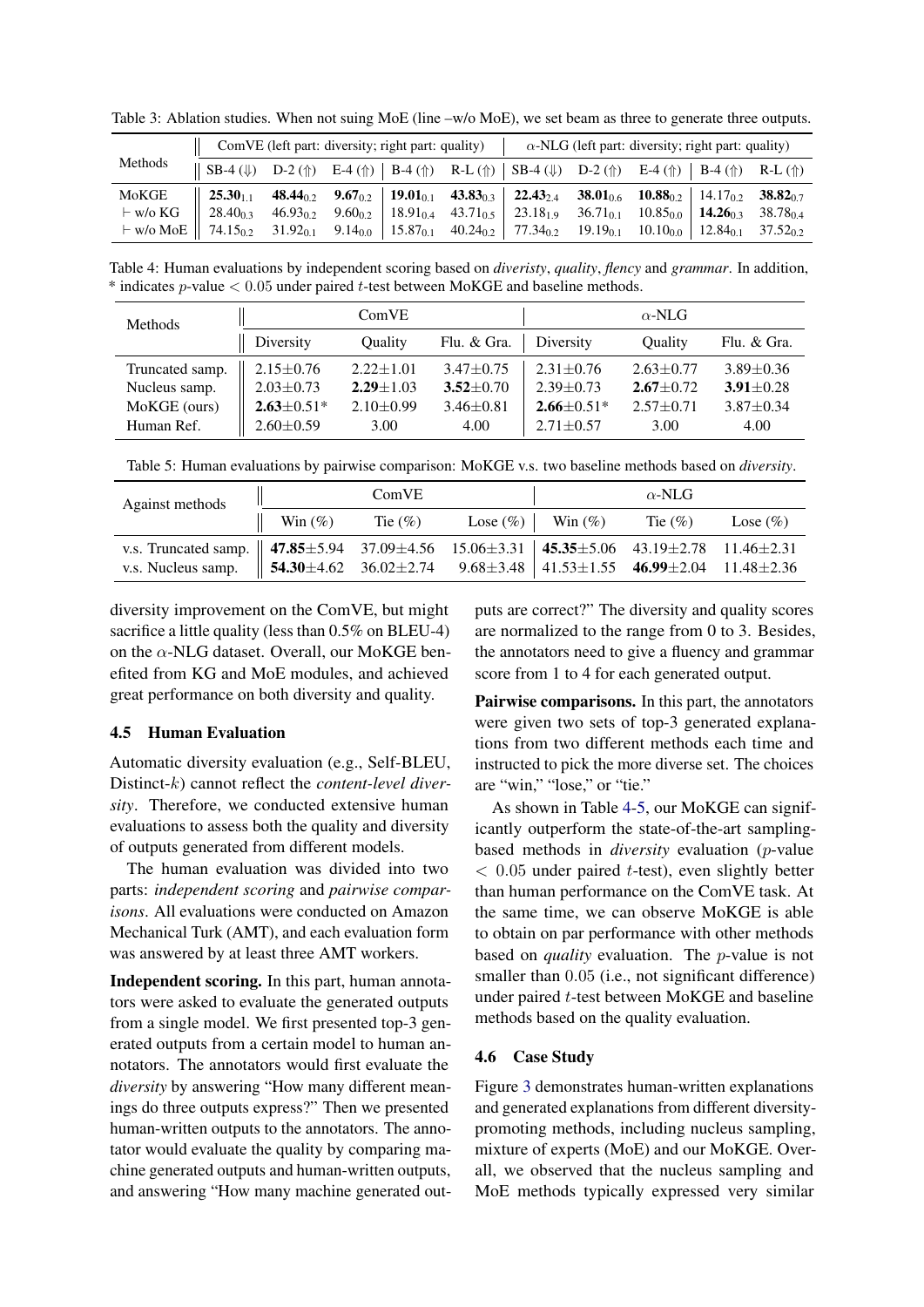Table 3: Ablation studies. When not suing MoE (line –w/o MoE), we set beam as three to generate three outputs.

| Methods | ComVE (left part: diversity; right part: quality) | | | | | $\alpha$-NLG (left part: diversity; right part: quality) | | | | |
|---|---|---|---|---|---|---|---|---|---|---|
| | SB-4 (⇓) | D-2 (⇑) | E-4 (⇑) | B-4 (⇑) | R-L (⇑) | SB-4 (⇓) | D-2 (⇑) | E-4 (⇑) | B-4 (⇑) | R-L (⇑) |
| MoKGE | **25.30**$_{1.1}$ | **48.44**$_{0.2}$ | **9.67**$_{0.2}$ | **19.01**$_{0.1}$ | **43.83**$_{0.3}$ | **22.43**$_{2.4}$ | **38.01**$_{0.6}$ | **10.88**$_{0.2}$ | 14.17$_{0.2}$ | **38.82**$_{0.7}$ |
| ⊢ w/o KG | 28.40$_{0.3}$ | 46.93$_{0.2}$ | 9.60$_{0.2}$ | 18.91$_{0.4}$ | 43.71$_{0.5}$ | 23.18$_{1.9}$ | 36.71$_{0.1}$ | 10.85$_{0.0}$ | **14.26**$_{0.3}$ | 38.78$_{0.4}$ |
| ⊢ w/o MoE | 74.15$_{0.2}$ | 31.92$_{0.1}$ | 9.14$_{0.0}$ | 15.87$_{0.1}$ | 40.24$_{0.2}$ | 77.34$_{0.2}$ | 19.19$_{0.1}$ | 10.10$_{0.0}$ | 12.84$_{0.1}$ | 37.52$_{0.2}$ |

Table 4: Human evaluations by independent scoring based on *diveristy*, *quality*, *flency* and *grammar*. In addition, * indicates $p$-value $< 0.05$ under paired $t$-test between MoKGE and baseline methods.

| Methods | ComVE | | | $\alpha$-NLG | | |
|---|---|---|---|---|---|---|
| | Diversity | Quality | Flu. & Gra. | Diversity | Quality | Flu. & Gra. |
| Truncated samp. | 2.15±0.76 | 2.22±1.01 | 3.47±0.75 | 2.31±0.76 | 2.63±0.77 | 3.89±0.36 |
| Nucleus samp. | 2.03±0.73 | **2.29**±1.03 | **3.52**±0.70 | 2.39±0.73 | **2.67**±0.72 | **3.91**±0.28 |
| MoKGE (ours) | **2.63**±0.51* | 2.10±0.99 | 3.46±0.81 | **2.66**±0.51* | 2.57±0.71 | 3.87±0.34 |
| Human Ref. | 2.60±0.59 | 3.00 | 4.00 | 2.71±0.57 | 3.00 | 4.00 |

Table 5: Human evaluations by pairwise comparison: MoKGE v.s. two baseline methods based on *diversity*.

| Against methods | ComVE | | | $\alpha$-NLG | | |
|---|---|---|---|---|---|---|
| | Win (%) | Tie (%) | Lose (%) | Win (%) | Tie (%) | Lose (%) |
| v.s. Truncated samp. | **47.85**±5.94 | 37.09±4.56 | 15.06±3.31 | **45.35**±5.06 | 43.19±2.78 | 11.46±2.31 |
| v.s. Nucleus samp. | **54.30**±4.62 | 36.02±2.74 | 9.68±3.48 | 41.53±1.55 | **46.99**±2.04 | 11.48±2.36 |

diversity improvement on the ComVE, but might sacrifice a little quality (less than 0.5% on BLEU-4) on the $\alpha$-NLG dataset. Overall, our MoKGE benefited from KG and MoE modules, and achieved great performance on both diversity and quality.

### 4.5 Human Evaluation

Automatic diversity evaluation (e.g., Self-BLEU, Distinct-$k$) cannot reflect the *content-level diversity*. Therefore, we conducted extensive human evaluations to assess both the quality and diversity of outputs generated from different models.

The human evaluation was divided into two parts: *independent scoring* and *pairwise comparisons*. All evaluations were conducted on Amazon Mechanical Turk (AMT), and each evaluation form was answered by at least three AMT workers.

**Independent scoring.** In this part, human annotators were asked to evaluate the generated outputs from a single model. We first presented top-3 generated outputs from a certain model to human annotators. The annotators would first evaluate the *diversity* by answering "How many different meanings do three outputs express?" Then we presented human-written outputs to the annotators. The annotator would evaluate the quality by comparing machine generated outputs and human-written outputs, and answering "How many machine generated outputs are correct?" The diversity and quality scores are normalized to the range from 0 to 3. Besides, the annotators need to give a fluency and grammar score from 1 to 4 for each generated output.

**Pairwise comparisons.** In this part, the annotators were given two sets of top-3 generated explanations from two different methods each time and instructed to pick the more diverse set. The choices are "win," "lose," or "tie."

As shown in Table 4-5, our MoKGE can significantly outperform the state-of-the-art sampling-based methods in *diversity* evaluation ($p$-value $< 0.05$ under paired $t$-test), even slightly better than human performance on the ComVE task. At the same time, we can observe MoKGE is able to obtain on par performance with other methods based on *quality* evaluation. The $p$-value is not smaller than 0.05 (i.e., not significant difference) under paired $t$-test between MoKGE and baseline methods based on the quality evaluation.

### 4.6 Case Study

Figure 3 demonstrates human-written explanations and generated explanations from different diversity-promoting methods, including nucleus sampling, mixture of experts (MoE) and our MoKGE. Overall, we observed that the nucleus sampling and MoE methods typically expressed very similar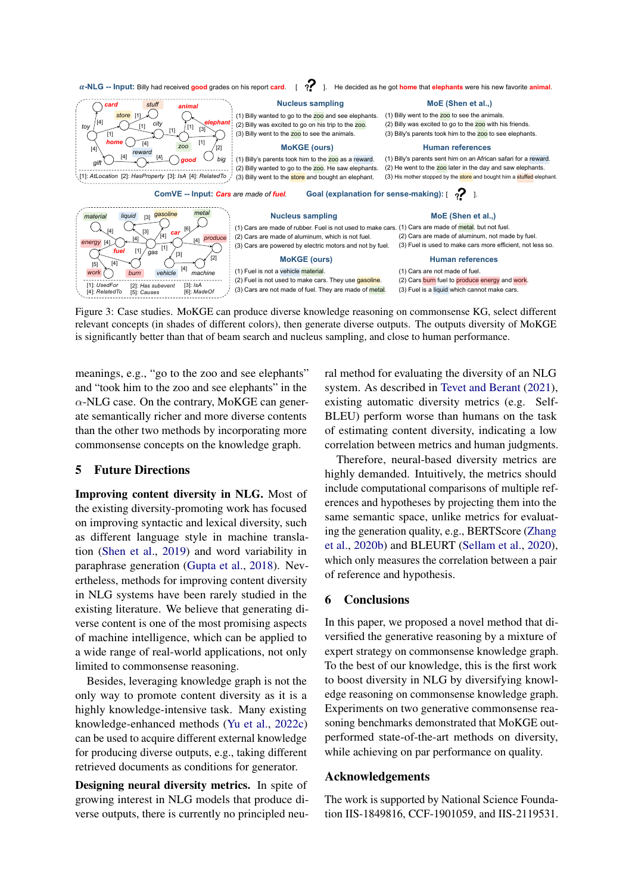*α*-NLG -- Input: Billy had received good grades on his report card. [ ? ]. He decided as he got home that elephants were his new favorite animal.

**Nucleus sampling**
(1) Billy wanted to go to the zoo and see elephants.
(2) Billy was excited to go on his trip to the zoo.
(3) Billy went to the zoo to see the animals.

**MoE (Shen et al.,)**
(1) Billy went to the zoo to see the animals.
(2) Billy was excited to go to the zoo with his friends.
(3) Billy's parents took him to the zoo to see elephants.

**MoKGE (ours)**
(1) Billy's parents took him to the zoo as a reward.
(2) Billy wanted to go to the zoo. He saw elephants.
(3) Billy went to the store and bought an elephant.

**Human references**
(1) Billy's parents sent him on an African safari for a reward.
(2) He went to the zoo later in the day and saw elephants.
(3) His mother stopped by the store and bought him a stuffed elephant.

[1]: AtLocation [2]: HasProperty [3]: IsA [4]: RelatedTo

ComVE -- Input: Cars are made of fuel. Goal (explanation for sense-making): [ ? ].

**Nucleus sampling**
(1) Cars are made of rubber. Fuel is not used to make cars.
(2) Cars are made of aluminum, which is not fuel.
(3) Cars are powered by electric motors and not by fuel.

**MoE (Shen et al.,)**
(1) Cars are made of metal. but not fuel.
(2) Cars are made of aluminum, not made by fuel.
(3) Fuel is used to make cars more efficient, not less so.

**MoKGE (ours)**
(1) Fuel is not a vehicle material.
(2) Fuel is not used to make cars. They use gasoline.
(3) Cars are not made of fuel. They are made of metal.

**Human references**
(1) Cars are not made of fuel.
(2) Cars burn fuel to produce energy and work.
(3) Fuel is a liquid which cannot make cars.

[1]: UsedFor [2]: Has subevent [3]: IsA [4]: RelatedTo [5]: Causes [6]: MadeOf

Figure 3: Case studies. MoKGE can produce diverse knowledge reasoning on commonsense KG, select different relevant concepts (in shades of different colors), then generate diverse outputs. The outputs diversity of MoKGE is significantly better than that of beam search and nucleus sampling, and close to human performance.

meanings, e.g., "go to the zoo and see elephants" and "took him to the zoo and see elephants" in the $\alpha$-NLG case. On the contrary, MoKGE can generate semantically richer and more diverse contents than the other two methods by incorporating more commonsense concepts on the knowledge graph.

## 5 Future Directions

**Improving content diversity in NLG.** Most of the existing diversity-promoting work has focused on improving syntactic and lexical diversity, such as different language style in machine translation (Shen et al., 2019) and word variability in paraphrase generation (Gupta et al., 2018). Nevertheless, methods for improving content diversity in NLG systems have been rarely studied in the existing literature. We believe that generating diverse content is one of the most promising aspects of machine intelligence, which can be applied to a wide range of real-world applications, not only limited to commonsense reasoning.

Besides, leveraging knowledge graph is not the only way to promote content diversity as it is a highly knowledge-intensive task. Many existing knowledge-enhanced methods (Yu et al., 2022c) can be used to acquire different external knowledge for producing diverse outputs, e.g., taking different retrieved documents as conditions for generator.

**Designing neural diversity metrics.** In spite of growing interest in NLG models that produce diverse outputs, there is currently no principled neural method for evaluating the diversity of an NLG system. As described in Tevet and Berant (2021), existing automatic diversity metrics (e.g. Self-BLEU) perform worse than humans on the task of estimating content diversity, indicating a low correlation between metrics and human judgments.

Therefore, neural-based diversity metrics are highly demanded. Intuitively, the metrics should include computational comparisons of multiple references and hypotheses by projecting them into the same semantic space, unlike metrics for evaluating the generation quality, e.g., BERTScore (Zhang et al., 2020b) and BLEURT (Sellam et al., 2020), which only measures the correlation between a pair of reference and hypothesis.

## 6 Conclusions

In this paper, we proposed a novel method that diversified the generative reasoning by a mixture of expert strategy on commonsense knowledge graph. To the best of our knowledge, this is the first work to boost diversity in NLG by diversifying knowledge reasoning on commonsense knowledge graph. Experiments on two generative commonsense reasoning benchmarks demonstrated that MoKGE outperformed state-of-the-art methods on diversity, while achieving on par performance on quality.

## Acknowledgements

The work is supported by National Science Foundation IIS-1849816, CCF-1901059, and IIS-2119531.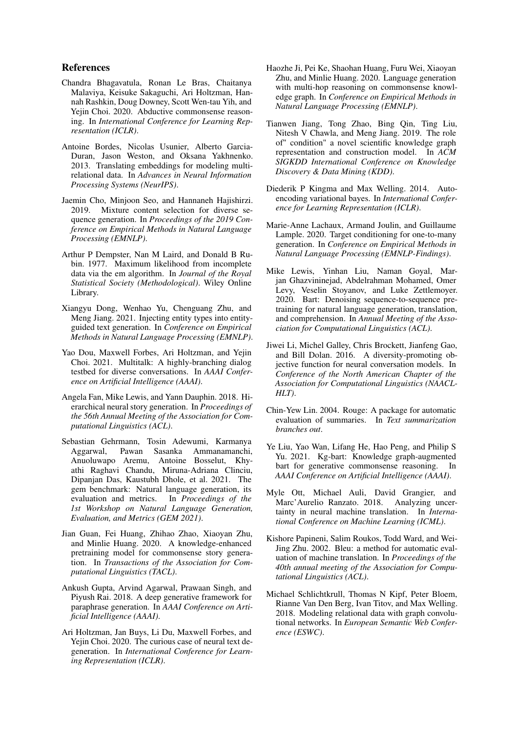## References

Chandra Bhagavatula, Ronan Le Bras, Chaitanya Malaviya, Keisuke Sakaguchi, Ari Holtzman, Hannah Rashkin, Doug Downey, Scott Wen-tau Yih, and Yejin Choi. 2020. Abductive commonsense reasoning. In *International Conference for Learning Representation (ICLR)*.

Antoine Bordes, Nicolas Usunier, Alberto Garcia-Duran, Jason Weston, and Oksana Yakhnenko. 2013. Translating embeddings for modeling multi-relational data. In *Advances in Neural Information Processing Systems (NeurIPS)*.

Jaemin Cho, Minjoon Seo, and Hannaneh Hajishirzi. 2019. Mixture content selection for diverse sequence generation. In *Proceedings of the 2019 Conference on Empirical Methods in Natural Language Processing (EMNLP)*.

Arthur P Dempster, Nan M Laird, and Donald B Rubin. 1977. Maximum likelihood from incomplete data via the em algorithm. In *Journal of the Royal Statistical Society (Methodological)*. Wiley Online Library.

Xiangyu Dong, Wenhao Yu, Chenguang Zhu, and Meng Jiang. 2021. Injecting entity types into entity-guided text generation. In *Conference on Empirical Methods in Natural Language Processing (EMNLP)*.

Yao Dou, Maxwell Forbes, Ari Holtzman, and Yejin Choi. 2021. Multitalk: A highly-branching dialog testbed for diverse conversations. In *AAAI Conference on Artificial Intelligence (AAAI)*.

Angela Fan, Mike Lewis, and Yann Dauphin. 2018. Hierarchical neural story generation. In *Proceedings of the 56th Annual Meeting of the Association for Computational Linguistics (ACL)*.

Sebastian Gehrmann, Tosin Adewumi, Karmanya Aggarwal, Pawan Sasanka Ammanamanchi, Anuoluwapo Aremu, Antoine Bosselut, Khyathi Raghavi Chandu, Miruna-Adriana Clinciu, Dipanjan Das, Kaustubh Dhole, et al. 2021. The gem benchmark: Natural language generation, its evaluation and metrics. In *Proceedings of the 1st Workshop on Natural Language Generation, Evaluation, and Metrics (GEM 2021)*.

Jian Guan, Fei Huang, Zhihao Zhao, Xiaoyan Zhu, and Minlie Huang. 2020. A knowledge-enhanced pretraining model for commonsense story generation. In *Transactions of the Association for Computational Linguistics (TACL)*.

Ankush Gupta, Arvind Agarwal, Prawaan Singh, and Piyush Rai. 2018. A deep generative framework for paraphrase generation. In *AAAI Conference on Artificial Intelligence (AAAI)*.

Ari Holtzman, Jan Buys, Li Du, Maxwell Forbes, and Yejin Choi. 2020. The curious case of neural text degeneration. In *International Conference for Learning Representation (ICLR)*.

Haozhe Ji, Pei Ke, Shaohan Huang, Furu Wei, Xiaoyan Zhu, and Minlie Huang. 2020. Language generation with multi-hop reasoning on commonsense knowledge graph. In *Conference on Empirical Methods in Natural Language Processing (EMNLP)*.

Tianwen Jiang, Tong Zhao, Bing Qin, Ting Liu, Nitesh V Chawla, and Meng Jiang. 2019. The role of" condition" a novel scientific knowledge graph representation and construction model. In *ACM SIGKDD International Conference on Knowledge Discovery & Data Mining (KDD)*.

Diederik P Kingma and Max Welling. 2014. Auto-encoding variational bayes. In *International Conference for Learning Representation (ICLR)*.

Marie-Anne Lachaux, Armand Joulin, and Guillaume Lample. 2020. Target conditioning for one-to-many generation. In *Conference on Empirical Methods in Natural Language Processing (EMNLP-Findings)*.

Mike Lewis, Yinhan Liu, Naman Goyal, Marjan Ghazvininejad, Abdelrahman Mohamed, Omer Levy, Veselin Stoyanov, and Luke Zettlemoyer. 2020. Bart: Denoising sequence-to-sequence pre-training for natural language generation, translation, and comprehension. In *Annual Meeting of the Association for Computational Linguistics (ACL)*.

Jiwei Li, Michel Galley, Chris Brockett, Jianfeng Gao, and Bill Dolan. 2016. A diversity-promoting objective function for neural conversation models. In *Conference of the North American Chapter of the Association for Computational Linguistics (NAACL-HLT)*.

Chin-Yew Lin. 2004. Rouge: A package for automatic evaluation of summaries. In *Text summarization branches out*.

Ye Liu, Yao Wan, Lifang He, Hao Peng, and Philip S Yu. 2021. Kg-bart: Knowledge graph-augmented bart for generative commonsense reasoning. In *AAAI Conference on Artificial Intelligence (AAAI)*.

Myle Ott, Michael Auli, David Grangier, and Marc'Aurelio Ranzato. 2018. Analyzing uncertainty in neural machine translation. In *International Conference on Machine Learning (ICML)*.

Kishore Papineni, Salim Roukos, Todd Ward, and Wei-Jing Zhu. 2002. Bleu: a method for automatic evaluation of machine translation. In *Proceedings of the 40th annual meeting of the Association for Computational Linguistics (ACL)*.

Michael Schlichtkrull, Thomas N Kipf, Peter Bloem, Rianne Van Den Berg, Ivan Titov, and Max Welling. 2018. Modeling relational data with graph convolutional networks. In *European Semantic Web Conference (ESWC)*.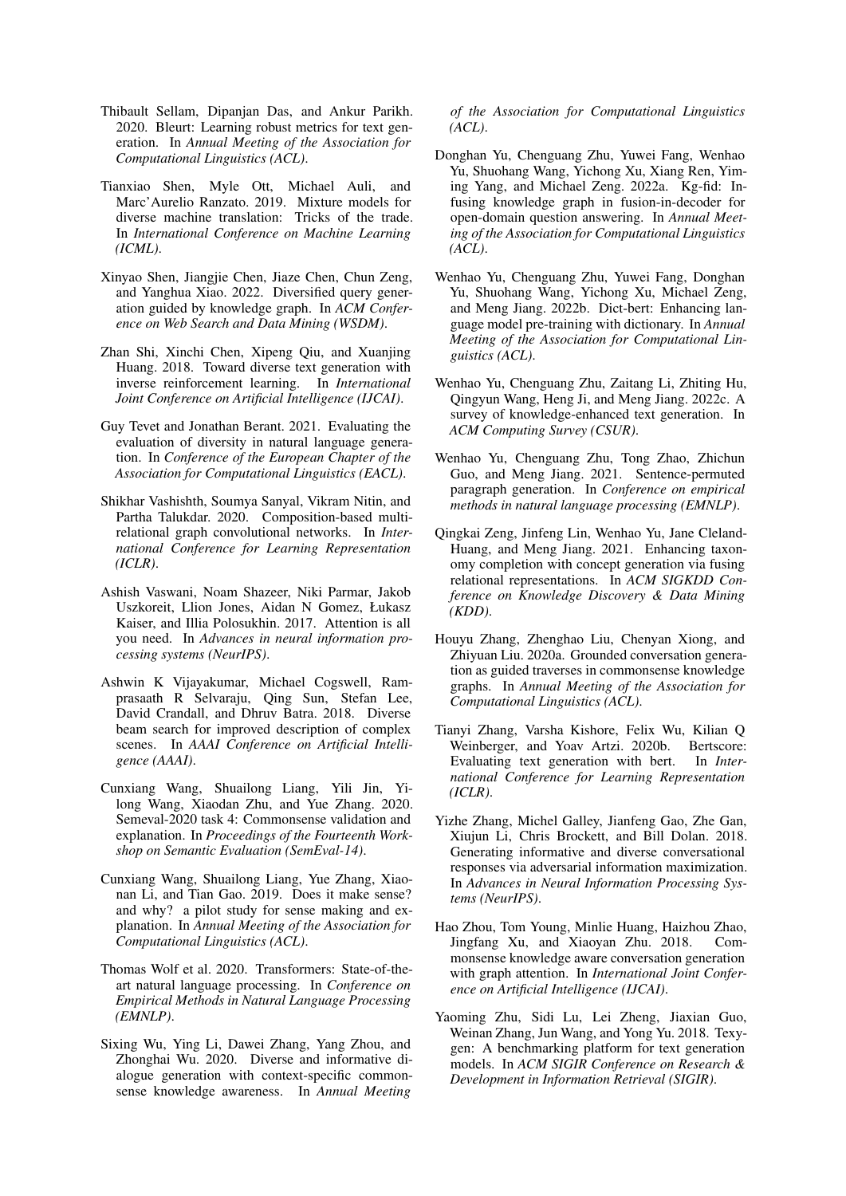Thibault Sellam, Dipanjan Das, and Ankur Parikh. 2020. Bleurt: Learning robust metrics for text generation. In *Annual Meeting of the Association for Computational Linguistics (ACL)*.

Tianxiao Shen, Myle Ott, Michael Auli, and Marc'Aurelio Ranzato. 2019. Mixture models for diverse machine translation: Tricks of the trade. In *International Conference on Machine Learning (ICML)*.

Xinyao Shen, Jiangjie Chen, Jiaze Chen, Chun Zeng, and Yanghua Xiao. 2022. Diversified query generation guided by knowledge graph. In *ACM Conference on Web Search and Data Mining (WSDM)*.

Zhan Shi, Xinchi Chen, Xipeng Qiu, and Xuanjing Huang. 2018. Toward diverse text generation with inverse reinforcement learning. In *International Joint Conference on Artificial Intelligence (IJCAI)*.

Guy Tevet and Jonathan Berant. 2021. Evaluating the evaluation of diversity in natural language generation. In *Conference of the European Chapter of the Association for Computational Linguistics (EACL)*.

Shikhar Vashishth, Soumya Sanyal, Vikram Nitin, and Partha Talukdar. 2020. Composition-based multi-relational graph convolutional networks. In *International Conference for Learning Representation (ICLR)*.

Ashish Vaswani, Noam Shazeer, Niki Parmar, Jakob Uszkoreit, Llion Jones, Aidan N Gomez, Łukasz Kaiser, and Illia Polosukhin. 2017. Attention is all you need. In *Advances in neural information processing systems (NeurIPS)*.

Ashwin K Vijayakumar, Michael Cogswell, Ramprasaath R Selvaraju, Qing Sun, Stefan Lee, David Crandall, and Dhruv Batra. 2018. Diverse beam search for improved description of complex scenes. In *AAAI Conference on Artificial Intelligence (AAAI)*.

Cunxiang Wang, Shuailong Liang, Yili Jin, Yilong Wang, Xiaodan Zhu, and Yue Zhang. 2020. Semeval-2020 task 4: Commonsense validation and explanation. In *Proceedings of the Fourteenth Workshop on Semantic Evaluation (SemEval-14)*.

Cunxiang Wang, Shuailong Liang, Yue Zhang, Xiaonan Li, and Tian Gao. 2019. Does it make sense? and why? a pilot study for sense making and explanation. In *Annual Meeting of the Association for Computational Linguistics (ACL)*.

Thomas Wolf et al. 2020. Transformers: State-of-the-art natural language processing. In *Conference on Empirical Methods in Natural Language Processing (EMNLP)*.

Sixing Wu, Ying Li, Dawei Zhang, Yang Zhou, and Zhonghai Wu. 2020. Diverse and informative dialogue generation with context-specific commonsense knowledge awareness. In *Annual Meeting of the Association for Computational Linguistics (ACL)*.

Donghan Yu, Chenguang Zhu, Yuwei Fang, Wenhao Yu, Shuohang Wang, Yichong Xu, Xiang Ren, Yiming Yang, and Michael Zeng. 2022a. Kg-fid: Infusing knowledge graph in fusion-in-decoder for open-domain question answering. In *Annual Meeting of the Association for Computational Linguistics (ACL)*.

Wenhao Yu, Chenguang Zhu, Yuwei Fang, Donghan Yu, Shuohang Wang, Yichong Xu, Michael Zeng, and Meng Jiang. 2022b. Dict-bert: Enhancing language model pre-training with dictionary. In *Annual Meeting of the Association for Computational Linguistics (ACL)*.

Wenhao Yu, Chenguang Zhu, Zaitang Li, Zhiting Hu, Qingyun Wang, Heng Ji, and Meng Jiang. 2022c. A survey of knowledge-enhanced text generation. In *ACM Computing Survey (CSUR)*.

Wenhao Yu, Chenguang Zhu, Tong Zhao, Zhichun Guo, and Meng Jiang. 2021. Sentence-permuted paragraph generation. In *Conference on empirical methods in natural language processing (EMNLP)*.

Qingkai Zeng, Jinfeng Lin, Wenhao Yu, Jane Cleland-Huang, and Meng Jiang. 2021. Enhancing taxonomy completion with concept generation via fusing relational representations. In *ACM SIGKDD Conference on Knowledge Discovery & Data Mining (KDD)*.

Houyu Zhang, Zhenghao Liu, Chenyan Xiong, and Zhiyuan Liu. 2020a. Grounded conversation generation as guided traverses in commonsense knowledge graphs. In *Annual Meeting of the Association for Computational Linguistics (ACL)*.

Tianyi Zhang, Varsha Kishore, Felix Wu, Kilian Q Weinberger, and Yoav Artzi. 2020b. Bertscore: Evaluating text generation with bert. In *International Conference for Learning Representation (ICLR)*.

Yizhe Zhang, Michel Galley, Jianfeng Gao, Zhe Gan, Xiujun Li, Chris Brockett, and Bill Dolan. 2018. Generating informative and diverse conversational responses via adversarial information maximization. In *Advances in Neural Information Processing Systems (NeurIPS)*.

Hao Zhou, Tom Young, Minlie Huang, Haizhou Zhao, Jingfang Xu, and Xiaoyan Zhu. 2018. Commonsense knowledge aware conversation generation with graph attention. In *International Joint Conference on Artificial Intelligence (IJCAI)*.

Yaoming Zhu, Sidi Lu, Lei Zheng, Jiaxian Guo, Weinan Zhang, Jun Wang, and Yong Yu. 2018. Texygen: A benchmarking platform for text generation models. In *ACM SIGIR Conference on Research & Development in Information Retrieval (SIGIR)*.